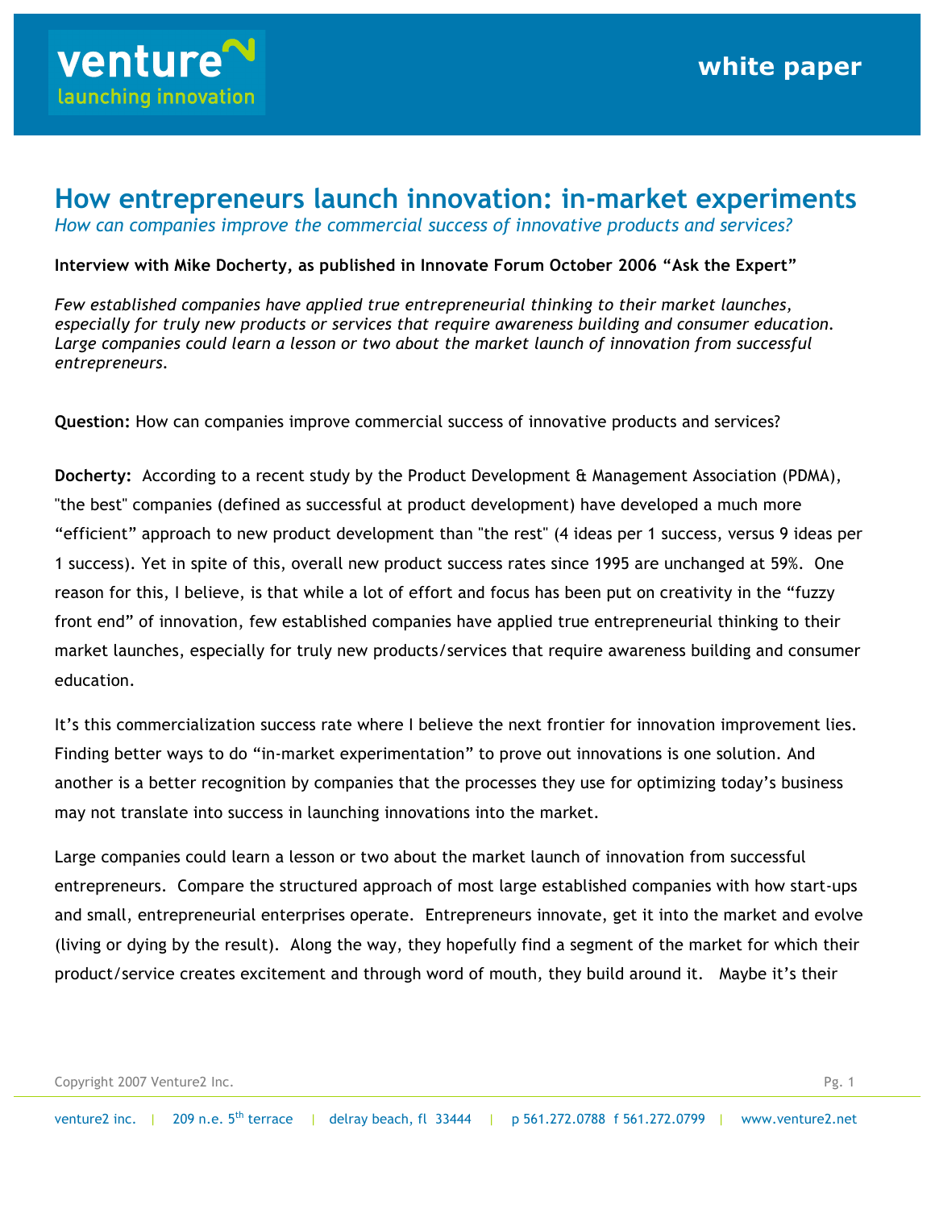# How entrepreneurs launch innovation: in-market experiments

*How can companies improve the commercial success of innovative products and services?*

**Interview with Mike Docherty, as published in Innovate Forum October 2006 "Ask the Expert"**

*Few established companies have applied true entrepreneurial thinking to their market launches, especially for truly new products or services that require awareness building and consumer education. Large companies could learn a lesson or two about the market launch of innovation from successful entrepreneurs.*

**Question:** How can companies improve commercial success of innovative products and services?

**Docherty:** According to a recent study by the Product Development & Management Association (PDMA), "the best" companies (defined as successful at product development) have developed a much more "efficient" approach to new product development than "the rest" (4 ideas per 1 success, versus 9 ideas per 1 success). Yet in spite of this, overall new product success rates since 1995 are unchanged at 59%. One reason for this, I believe, is that while a lot of effort and focus has been put on creativity in the "fuzzy front end" of innovation, few established companies have applied true entrepreneurial thinking to their market launches, especially for truly new products/services that require awareness building and consumer education.

It's this commercialization success rate where I believe the next frontier for innovation improvement lies. Finding better ways to do "in-market experimentation" to prove out innovations is one solution. And another is a better recognition by companies that the processes they use for optimizing today's business may not translate into success in launching innovations into the market.

Large companies could learn a lesson or two about the market launch of innovation from successful entrepreneurs. Compare the structured approach of most large established companies with how start-ups and small, entrepreneurial enterprises operate. Entrepreneurs innovate, get it into the market and evolve (living or dying by the result). Along the way, they hopefully find a segment of the market for which their product/service creates excitement and through word of mouth, they build around it. Maybe it's their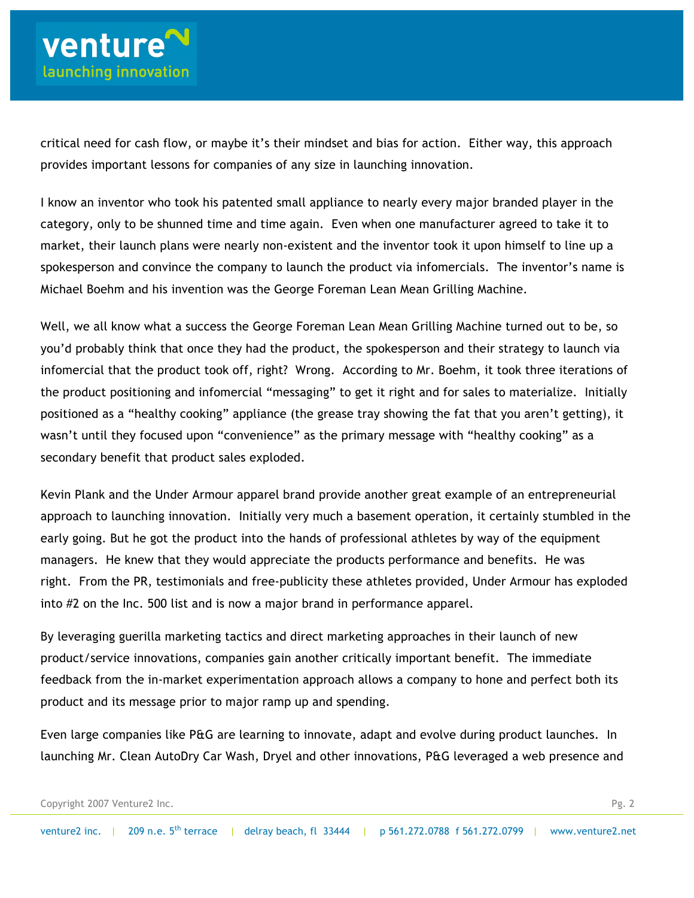critical need for cash flow, or maybe it's their mindset and bias for action. Either way, this approach provides important lessons for companies of any size in launching innovation.

I know an inventor who took his patented small appliance to nearly every major branded player in the category, only to be shunned time and time again. Even when one manufacturer agreed to take it to market, their launch plans were nearly non-existent and the inventor took it upon himself to line up a spokesperson and convince the company to launch the product via infomercials. The inventor's name is Michael Boehm and his invention was the George Foreman Lean Mean Grilling Machine.

Well, we all know what a success the George Foreman Lean Mean Grilling Machine turned out to be, so you'd probably think that once they had the product, the spokesperson and their strategy to launch via infomercial that the product took off, right? Wrong. According to Mr. Boehm, it took three iterations of the product positioning and infomercial "messaging" to get it right and for sales to materialize. Initially positioned as a "healthy cooking" appliance (the grease tray showing the fat that you aren't getting), it wasn't until they focused upon "convenience" as the primary message with "healthy cooking" as a secondary benefit that product sales exploded.

Kevin Plank and the Under Armour apparel brand provide another great example of an entrepreneurial approach to launching innovation. Initially very much a basement operation, it certainly stumbled in the early going. But he got the product into the hands of professional athletes by way of the equipment managers. He knew that they would appreciate the products performance and benefits. He was right. From the PR, testimonials and free-publicity these athletes provided, Under Armour has exploded into #2 on the Inc. 500 list and is now a major brand in performance apparel.

By leveraging guerilla marketing tactics and direct marketing approaches in their launch of new product/service innovations, companies gain another critically important benefit. The immediate feedback from the in-market experimentation approach allows a company to hone and perfect both its product and its message prior to major ramp up and spending.

Even large companies like P&G are learning to innovate, adapt and evolve during product launches. In launching Mr. Clean AutoDry Car Wash, Dryel and other innovations, P&G leveraged a web presence and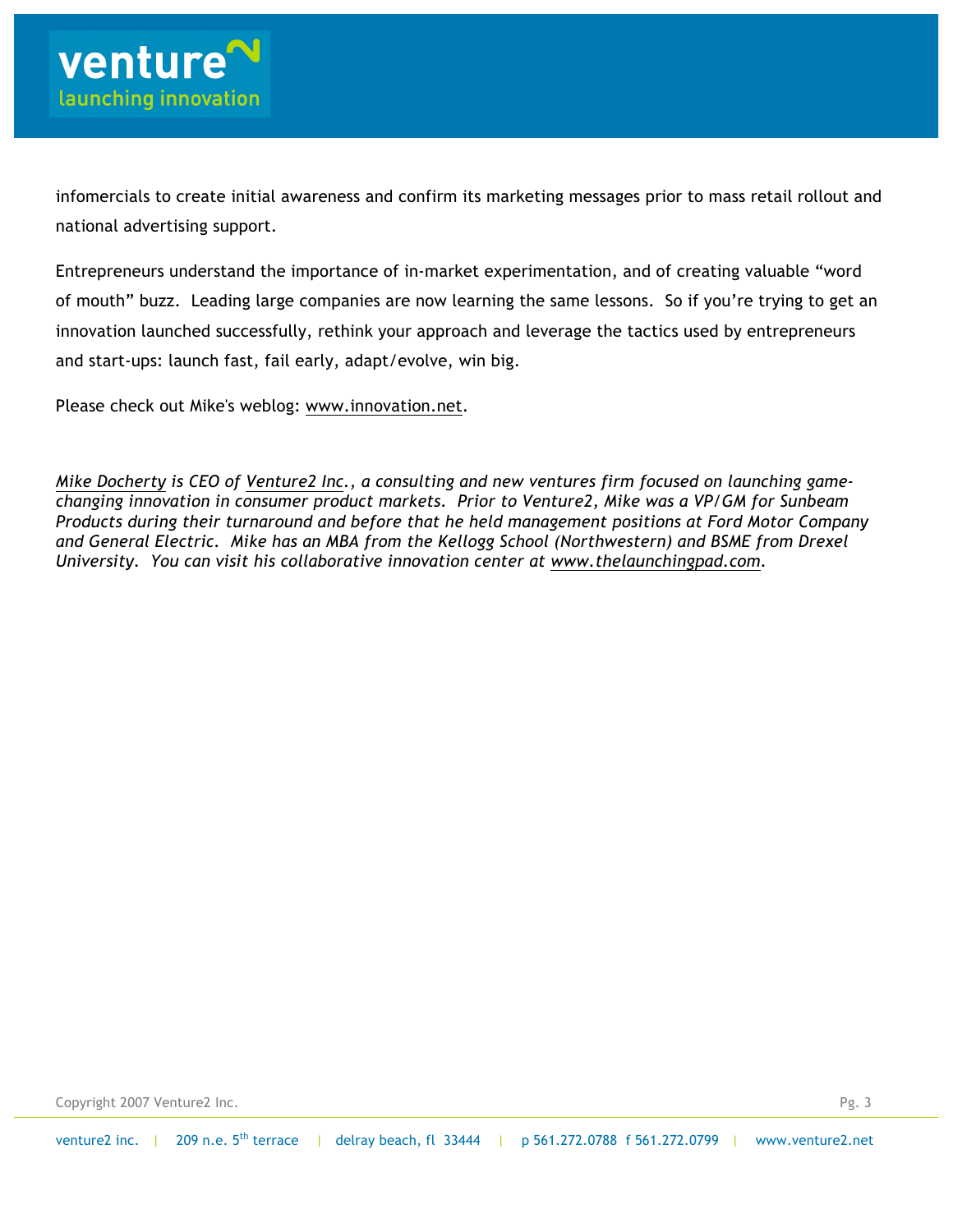infomercials to create initial awareness and confirm its marketing messages prior to mass retail rollout and national advertising support.

Entrepreneurs understand the importance of in-market experimentation, and of creating valuable "word of mouth" buzz. Leading large companies are now learning the same lessons. So if you're trying to get an innovation launched successfully, rethink your approach and leverage the tactics used by entrepreneurs and start-ups: launch fast, fail early, adapt/evolve, win big.

Please check out Mike's weblog: www.innovation.net.

*Mike Docherty is CEO of Venture2 Inc., a consulting and new ventures firm focused on launching game-changing innovation in consumer product markets. Prior to Venture2, Mike was a VP/GM for Sunbeam Products during their turnaround and before that he held management positions at Ford Motor Company and General Electric. Mike has an MBA from the Kellogg School (Northwestern) and BSME from Drexel University. You can visit his collaborative innovation center at www.thelaunchingpad.com.*